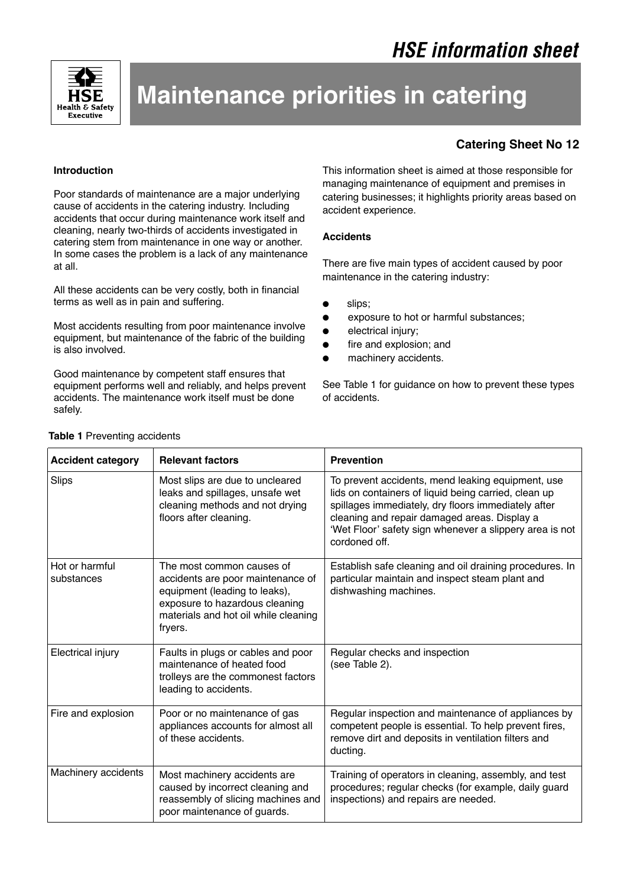HSE information sheet

# Maintenance priorities in catering

**Catering Sheet No 12**

### Introduction

Poor standards of maintenance are a major underlying cause of accidents in the catering industry. Including accidents that occur during maintenance work itself and cleaning, nearly two-thirds of accidents investigated in catering stem from maintenance in one way or another. In some cases the problem is a lack of any maintenance at all.

All these accidents can be very costly, both in financial terms as well as in pain and suffering.

Most accidents resulting from poor maintenance involve equipment, but maintenance of the fabric of the building is also involved.

Good maintenance by competent staff ensures that equipment performs well and reliably, and helps prevent accidents. The maintenance work itself must be done safely.

This information sheet is aimed at those responsible for managing maintenance of equipment and premises in catering businesses; it highlights priority areas based on accident experience.

### Accidents

There are five main types of accident caused by poor maintenance in the catering industry:

- slips;
- exposure to hot or harmful substances;
- electrical injury;
- fire and explosion; and
- machinery accidents.

See Table 1 for guidance on how to prevent these types of accidents.

**Table 1** Preventing accidents

| Accident category | Relevant factors | Prevention |
|---|---|---|
| Slips | Most slips are due to uncleared leaks and spillages, unsafe wet cleaning methods and not drying floors after cleaning. | To prevent accidents, mend leaking equipment, use lids on containers of liquid being carried, clean up spillages immediately, dry floors immediately after cleaning and repair damaged areas. Display a 'Wet Floor' safety sign whenever a slippery area is not cordoned off. |
| Hot or harmful substances | The most common causes of accidents are poor maintenance of equipment (leading to leaks), exposure to hazardous cleaning materials and hot oil while cleaning fryers. | Establish safe cleaning and oil draining procedures. In particular maintain and inspect steam plant and dishwashing machines. |
| Electrical injury | Faults in plugs or cables and poor maintenance of heated food trolleys are the commonest factors leading to accidents. | Regular checks and inspection (see Table 2). |
| Fire and explosion | Poor or no maintenance of gas appliances accounts for almost all of these accidents. | Regular inspection and maintenance of appliances by competent people is essential. To help prevent fires, remove dirt and deposits in ventilation filters and ducting. |
| Machinery accidents | Most machinery accidents are caused by incorrect cleaning and reassembly of slicing machines and poor maintenance of guards. | Training of operators in cleaning, assembly, and test procedures; regular checks (for example, daily guard inspections) and repairs are needed. |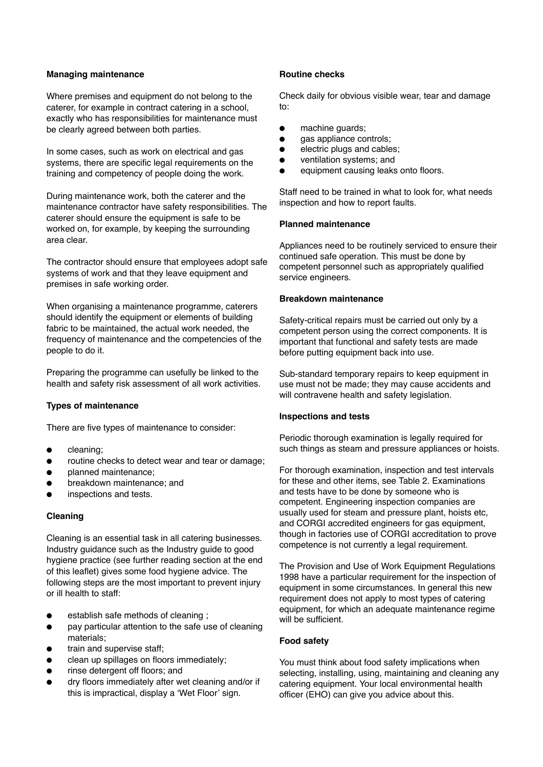## Managing maintenance

Where premises and equipment do not belong to the caterer, for example in contract catering in a school, exactly who has responsibilities for maintenance must be clearly agreed between both parties.

In some cases, such as work on electrical and gas systems, there are specific legal requirements on the training and competency of people doing the work.

During maintenance work, both the caterer and the maintenance contractor have safety responsibilities. The caterer should ensure the equipment is safe to be worked on, for example, by keeping the surrounding area clear.

The contractor should ensure that employees adopt safe systems of work and that they leave equipment and premises in safe working order.

When organising a maintenance programme, caterers should identify the equipment or elements of building fabric to be maintained, the actual work needed, the frequency of maintenance and the competencies of the people to do it.

Preparing the programme can usefully be linked to the health and safety risk assessment of all work activities.

### Types of maintenance

There are five types of maintenance to consider:

- cleaning;
- routine checks to detect wear and tear or damage;
- planned maintenance;
- breakdown maintenance; and
- inspections and tests.

### Cleaning

Cleaning is an essential task in all catering businesses. Industry guidance such as the Industry guide to good hygiene practice (see further reading section at the end of this leaflet) gives some food hygiene advice. The following steps are the most important to prevent injury or ill health to staff:

- establish safe methods of cleaning ;
- pay particular attention to the safe use of cleaning materials;
- train and supervise staff;
- clean up spillages on floors immediately;
- rinse detergent off floors; and
- dry floors immediately after wet cleaning and/or if this is impractical, display a 'Wet Floor' sign.

### Routine checks

Check daily for obvious visible wear, tear and damage to:

- machine guards;
- gas appliance controls;
- electric plugs and cables;
- ventilation systems; and
- equipment causing leaks onto floors.

Staff need to be trained in what to look for, what needs inspection and how to report faults.

### Planned maintenance

Appliances need to be routinely serviced to ensure their continued safe operation. This must be done by competent personnel such as appropriately qualified service engineers.

### Breakdown maintenance

Safety-critical repairs must be carried out only by a competent person using the correct components. It is important that functional and safety tests are made before putting equipment back into use.

Sub-standard temporary repairs to keep equipment in use must not be made; they may cause accidents and will contravene health and safety legislation.

### Inspections and tests

Periodic thorough examination is legally required for such things as steam and pressure appliances or hoists.

For thorough examination, inspection and test intervals for these and other items, see Table 2. Examinations and tests have to be done by someone who is competent. Engineering inspection companies are usually used for steam and pressure plant, hoists etc, and CORGI accredited engineers for gas equipment, though in factories use of CORGI accreditation to prove competence is not currently a legal requirement.

The Provision and Use of Work Equipment Regulations 1998 have a particular requirement for the inspection of equipment in some circumstances. In general this new requirement does not apply to most types of catering equipment, for which an adequate maintenance regime will be sufficient.

### Food safety

You must think about food safety implications when selecting, installing, using, maintaining and cleaning any catering equipment. Your local environmental health officer (EHO) can give you advice about this.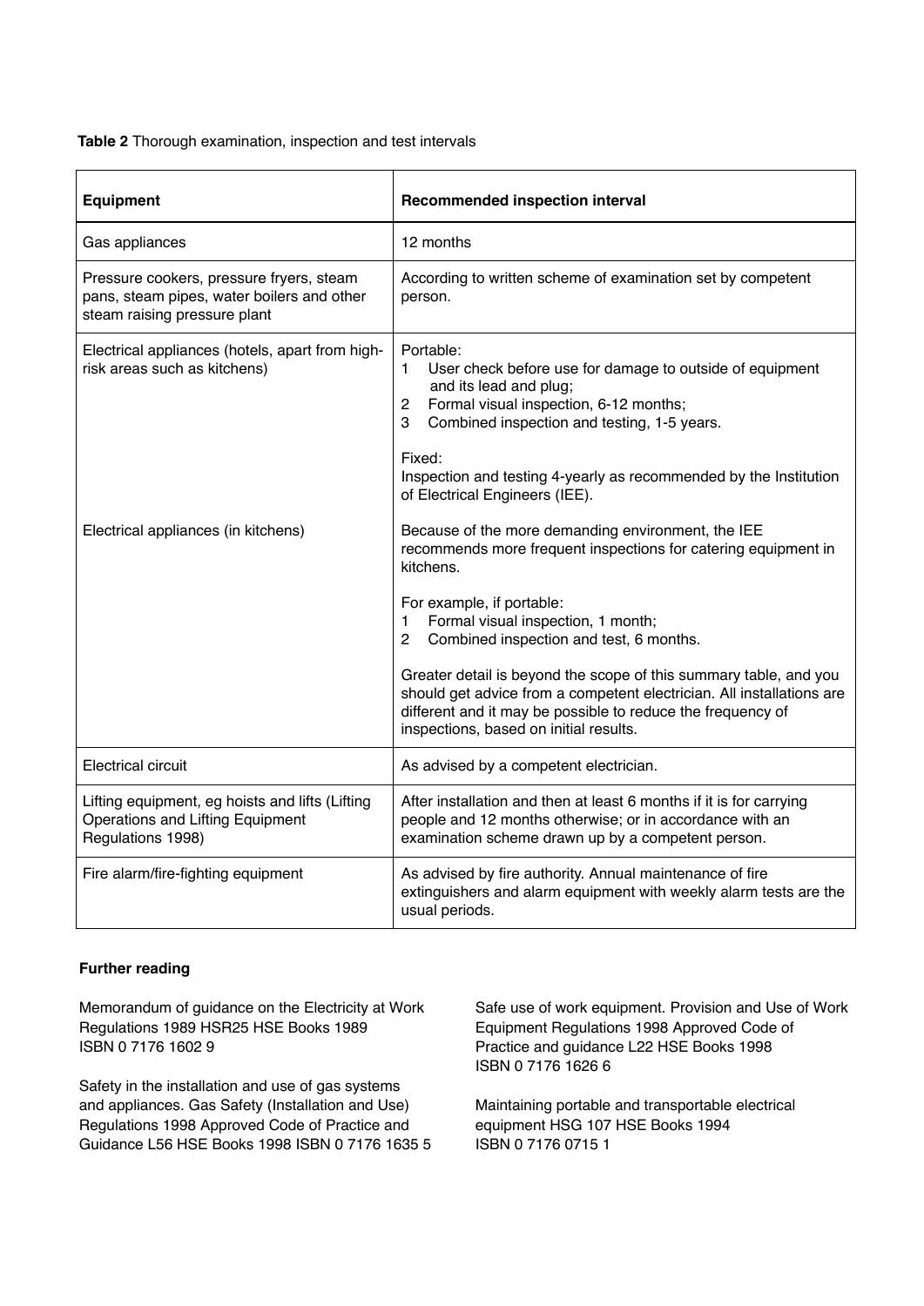**Table 2** Thorough examination, inspection and test intervals

| Equipment | Recommended inspection interval |
|---|---|
| Gas appliances | 12 months |
| Pressure cookers, pressure fryers, steam pans, steam pipes, water boilers and other steam raising pressure plant | According to written scheme of examination set by competent person. |
| Electrical appliances (hotels, apart from high-risk areas such as kitchens) | Portable:<br>1 User check before use for damage to outside of equipment and its lead and plug;<br>2 Formal visual inspection, 6-12 months;<br>3 Combined inspection and testing, 1-5 years.<br><br>Fixed:<br>Inspection and testing 4-yearly as recommended by the Institution of Electrical Engineers (IEE). |
| Electrical appliances (in kitchens) | Because of the more demanding environment, the IEE recommends more frequent inspections for catering equipment in kitchens.<br><br>For example, if portable:<br>1 Formal visual inspection, 1 month;<br>2 Combined inspection and test, 6 months.<br><br>Greater detail is beyond the scope of this summary table, and you should get advice from a competent electrician. All installations are different and it may be possible to reduce the frequency of inspections, based on initial results. |
| Electrical circuit | As advised by a competent electrician. |
| Lifting equipment, eg hoists and lifts (Lifting Operations and Lifting Equipment Regulations 1998) | After installation and then at least 6 months if it is for carrying people and 12 months otherwise; or in accordance with an examination scheme drawn up by a competent person. |
| Fire alarm/fire-fighting equipment | As advised by fire authority. Annual maintenance of fire extinguishers and alarm equipment with weekly alarm tests are the usual periods. |

**Further reading**

Memorandum of guidance on the Electricity at Work Regulations 1989 HSR25 HSE Books 1989 ISBN 0 7176 1602 9

Safety in the installation and use of gas systems and appliances. Gas Safety (Installation and Use) Regulations 1998 Approved Code of Practice and Guidance L56 HSE Books 1998 ISBN 0 7176 1635 5

Safe use of work equipment. Provision and Use of Work Equipment Regulations 1998 Approved Code of Practice and guidance L22 HSE Books 1998 ISBN 0 7176 1626 6

Maintaining portable and transportable electrical equipment HSG 107 HSE Books 1994 ISBN 0 7176 0715 1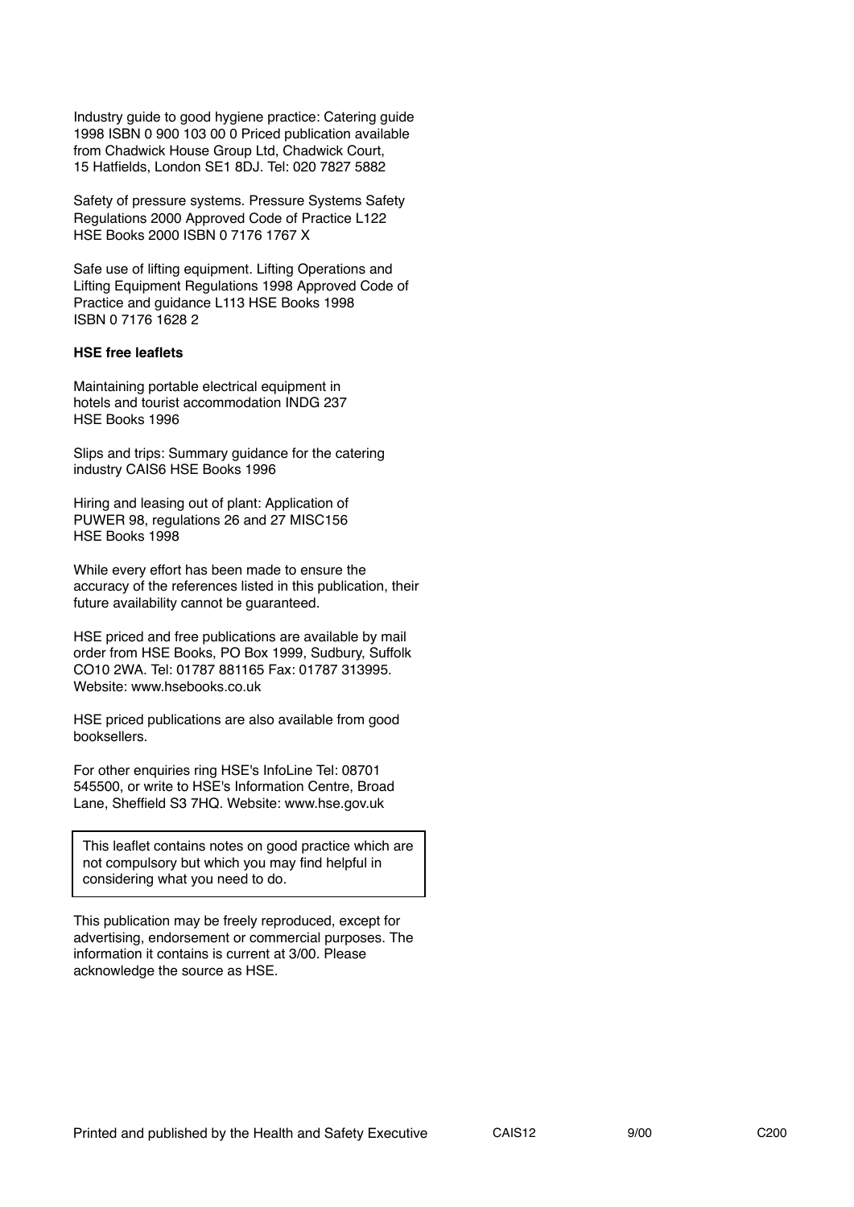Industry guide to good hygiene practice: Catering guide 1998 ISBN 0 900 103 00 0 Priced publication available from Chadwick House Group Ltd, Chadwick Court, 15 Hatfields, London SE1 8DJ. Tel: 020 7827 5882

Safety of pressure systems. Pressure Systems Safety Regulations 2000 Approved Code of Practice L122 HSE Books 2000 ISBN 0 7176 1767 X

Safe use of lifting equipment. Lifting Operations and Lifting Equipment Regulations 1998 Approved Code of Practice and guidance L113 HSE Books 1998 ISBN 0 7176 1628 2

**HSE free leaflets**

Maintaining portable electrical equipment in hotels and tourist accommodation INDG 237 HSE Books 1996

Slips and trips: Summary guidance for the catering industry CAIS6 HSE Books 1996

Hiring and leasing out of plant: Application of PUWER 98, regulations 26 and 27 MISC156 HSE Books 1998

While every effort has been made to ensure the accuracy of the references listed in this publication, their future availability cannot be guaranteed.

HSE priced and free publications are available by mail order from HSE Books, PO Box 1999, Sudbury, Suffolk CO10 2WA. Tel: 01787 881165 Fax: 01787 313995. Website: www.hsebooks.co.uk

HSE priced publications are also available from good booksellers.

For other enquiries ring HSE's InfoLine Tel: 08701 545500, or write to HSE's Information Centre, Broad Lane, Sheffield S3 7HQ. Website: www.hse.gov.uk

This leaflet contains notes on good practice which are not compulsory but which you may find helpful in considering what you need to do.

This publication may be freely reproduced, except for advertising, endorsement or commercial purposes. The information it contains is current at 3/00. Please acknowledge the source as HSE.

Printed and published by the Health and Safety Executive CAIS12 9/00 C200